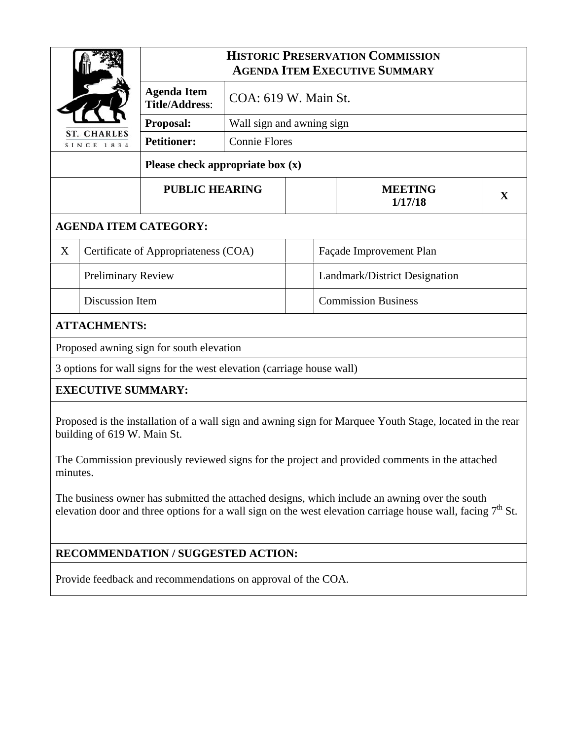# HISTORIC PRESERVATION COMMISSION
## AGENDA ITEM EXECUTIVE SUMMARY

ST. CHARLES
SINCE 1834

| | |
|---|---|
| **Agenda Item Title/Address**: | COA: 619 W. Main St. |
| **Proposal:** | Wall sign and awning sign |
| **Petitioner:** | Connie Flores |

**Please check appropriate box (x)**

| PUBLIC HEARING | | MEETING 1/17/18 | X |
|---|---|---|---|

**AGENDA ITEM CATEGORY:**

| | | | |
|---|---|---|---|
| X | Certificate of Appropriateness (COA) | | Façade Improvement Plan |
| | Preliminary Review | | Landmark/District Designation |
| | Discussion Item | | Commission Business |

**ATTACHMENTS:**

Proposed awning sign for south elevation

3 options for wall signs for the west elevation (carriage house wall)

**EXECUTIVE SUMMARY:**

Proposed is the installation of a wall sign and awning sign for Marquee Youth Stage, located in the rear building of 619 W. Main St.

The Commission previously reviewed signs for the project and provided comments in the attached minutes.

The business owner has submitted the attached designs, which include an awning over the south elevation door and three options for a wall sign on the west elevation carriage house wall, facing 7th St.

**RECOMMENDATION / SUGGESTED ACTION:**

Provide feedback and recommendations on approval of the COA.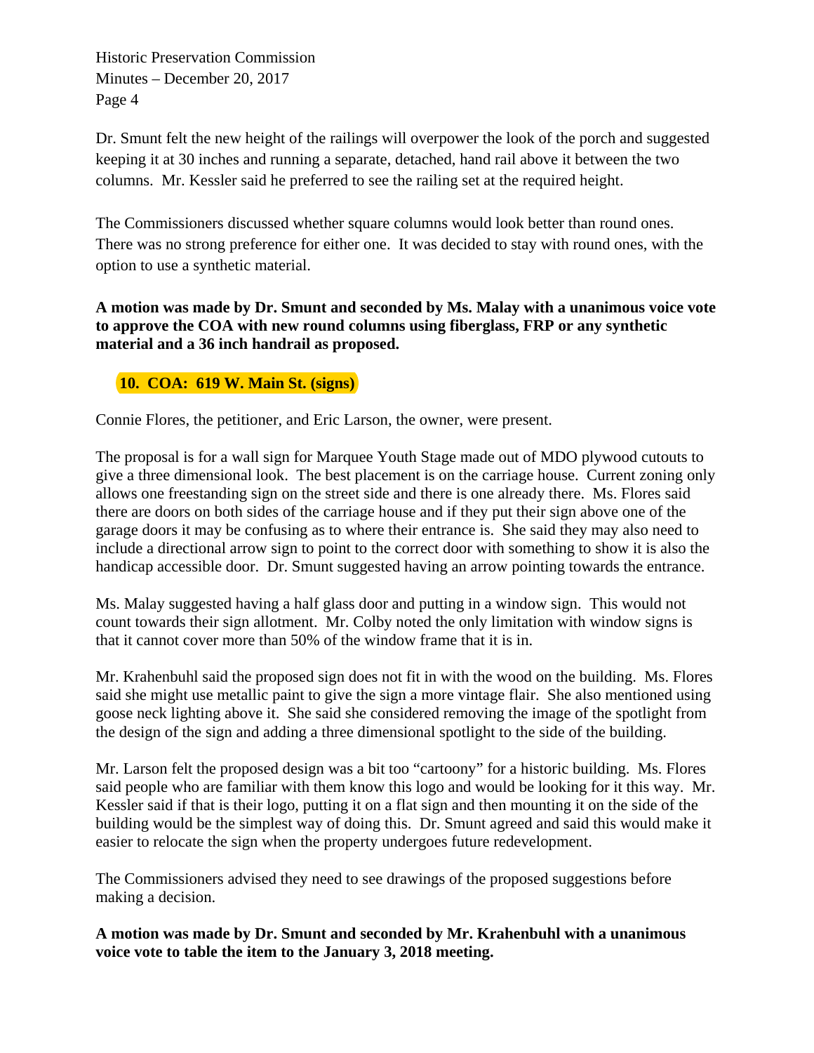Dr. Smunt felt the new height of the railings will overpower the look of the porch and suggested keeping it at 30 inches and running a separate, detached, hand rail above it between the two columns. Mr. Kessler said he preferred to see the railing set at the required height.

The Commissioners discussed whether square columns would look better than round ones. There was no strong preference for either one. It was decided to stay with round ones, with the option to use a synthetic material.

**A motion was made by Dr. Smunt and seconded by Ms. Malay with a unanimous voice vote to approve the COA with new round columns using fiberglass, FRP or any synthetic material and a 36 inch handrail as proposed.**

### 10. COA: 619 W. Main St. (signs)

Connie Flores, the petitioner, and Eric Larson, the owner, were present.

The proposal is for a wall sign for Marquee Youth Stage made out of MDO plywood cutouts to give a three dimensional look. The best placement is on the carriage house. Current zoning only allows one freestanding sign on the street side and there is one already there. Ms. Flores said there are doors on both sides of the carriage house and if they put their sign above one of the garage doors it may be confusing as to where their entrance is. She said they may also need to include a directional arrow sign to point to the correct door with something to show it is also the handicap accessible door. Dr. Smunt suggested having an arrow pointing towards the entrance.

Ms. Malay suggested having a half glass door and putting in a window sign. This would not count towards their sign allotment. Mr. Colby noted the only limitation with window signs is that it cannot cover more than 50% of the window frame that it is in.

Mr. Krahenbuhl said the proposed sign does not fit in with the wood on the building. Ms. Flores said she might use metallic paint to give the sign a more vintage flair. She also mentioned using goose neck lighting above it. She said she considered removing the image of the spotlight from the design of the sign and adding a three dimensional spotlight to the side of the building.

Mr. Larson felt the proposed design was a bit too "cartoony" for a historic building. Ms. Flores said people who are familiar with them know this logo and would be looking for it this way. Mr. Kessler said if that is their logo, putting it on a flat sign and then mounting it on the side of the building would be the simplest way of doing this. Dr. Smunt agreed and said this would make it easier to relocate the sign when the property undergoes future redevelopment.

The Commissioners advised they need to see drawings of the proposed suggestions before making a decision.

**A motion was made by Dr. Smunt and seconded by Mr. Krahenbuhl with a unanimous voice vote to table the item to the January 3, 2018 meeting.**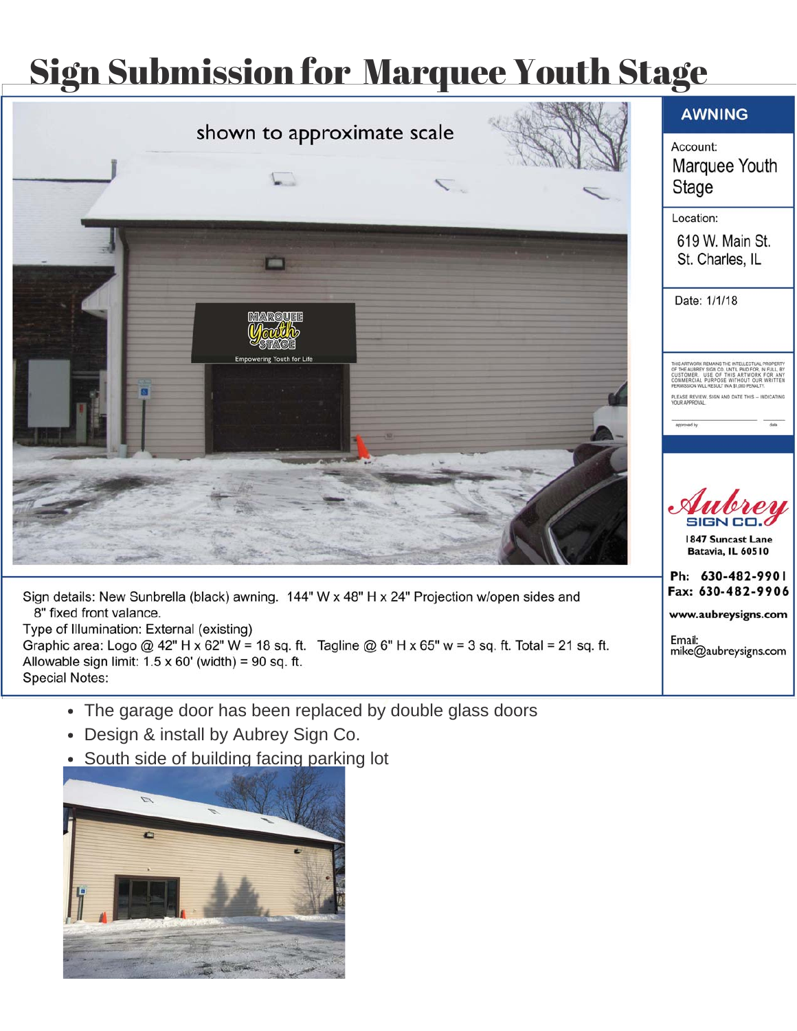# Sign Submission for Marquee Youth Stage

shown to approximate scale

MARQUEE Youth STAGE

Empowering Youth for Life

**AWNING**

Account:
Marquee Youth Stage

Location:
619 W. Main St.
St. Charles, IL

Date: 1/1/18

THIS ARTWORK REMAINS THE INTELLECTUAL PROPERTY OF THE AUBREY SIGN CO. UNTIL PAID FOR, IN FULL, BY CUSTOMER. USE OF THIS ARTWORK FOR ANY COMMERCIAL PURPOSE WITHOUT OUR WRITTEN PERMISSION WILL RESULT IN A $1,000 PENALTY.

PLEASE REVIEW, SIGN AND DATE THIS -- INDICATING YOUR APPROVAL.

approved by ______________________ date ______

Aubrey SIGN CO.
1847 Suncast Lane
Batavia, IL 60510

Ph: 630-482-9901
Fax: 630-482-9906
www.aubreysigns.com
Email: mike@aubreysigns.com

Sign details: New Sunbrella (black) awning. 144" W x 48" H x 24" Projection w/open sides and 8" fixed front valance.
Type of Illumination: External (existing)
Graphic area: Logo @ 42" H x 62" W = 18 sq. ft. Tagline @ 6" H x 65" w = 3 sq. ft. Total = 21 sq. ft.
Allowable sign limit: 1.5 x 60' (width) = 90 sq. ft.
Special Notes:

- The garage door has been replaced by double glass doors
- Design & install by Aubrey Sign Co.
- South side of building facing parking lot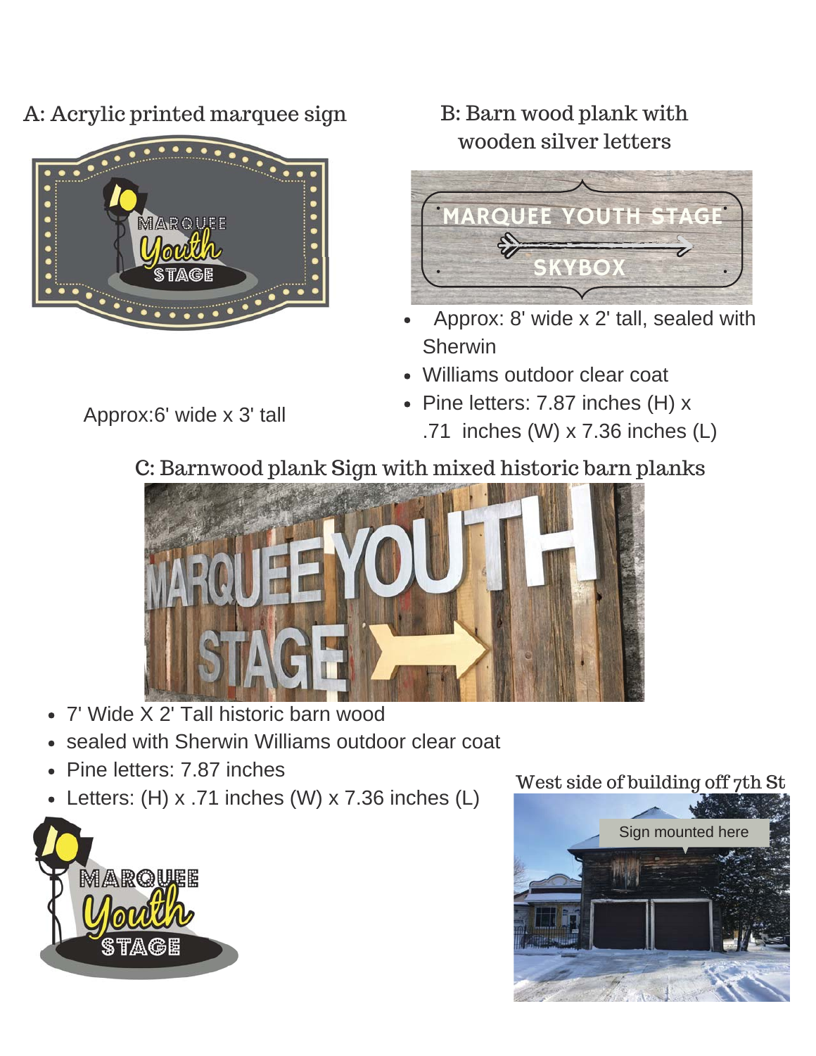### A: Acrylic printed marquee sign

Approx:6' wide x 3' tall

### B: Barn wood plank with wooden silver letters

- Approx: 8' wide x 2' tall, sealed with Sherwin
- Williams outdoor clear coat
- Pine letters: 7.87 inches (H) x .71 inches (W) x 7.36 inches (L)

### C: Barnwood plank Sign with mixed historic barn planks

- 7' Wide X 2' Tall historic barn wood
- sealed with Sherwin Williams outdoor clear coat
- Pine letters: 7.87 inches
- Letters: (H) x .71 inches (W) x 7.36 inches (L)

West side of building off 7th St

Sign mounted here